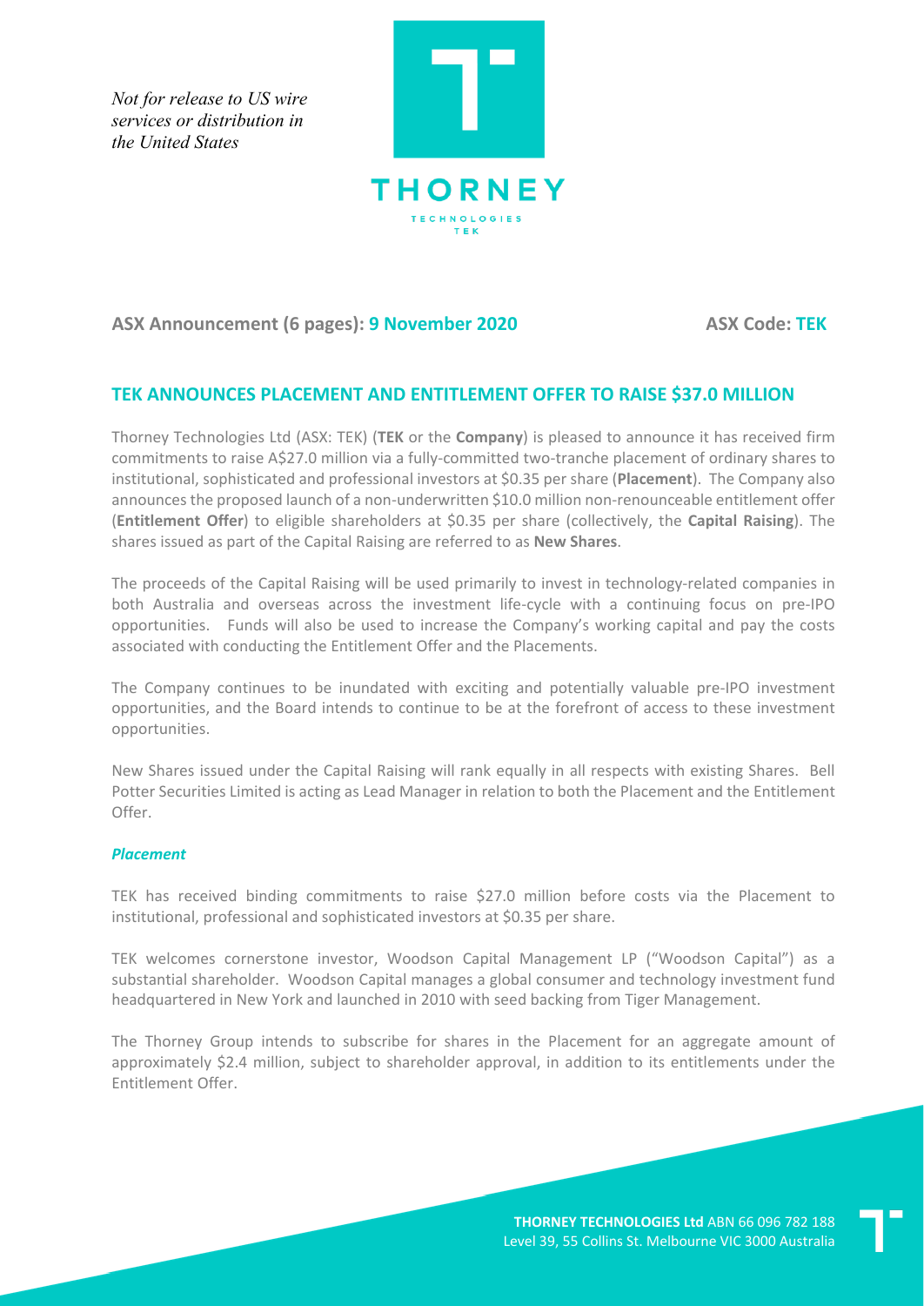*Not for release to US wire services or distribution in the United States*

THORNEY

TECHNOLOGIES
TEK

**ASX Announcement (6 pages): 9 November 2020** **ASX Code: TEK**

## TEK ANNOUNCES PLACEMENT AND ENTITLEMENT OFFER TO RAISE $37.0 MILLION

Thorney Technologies Ltd (ASX: TEK) (**TEK** or the **Company**) is pleased to announce it has received firm commitments to raise A$27.0 million via a fully-committed two-tranche placement of ordinary shares to institutional, sophisticated and professional investors at $0.35 per share (**Placement**). The Company also announces the proposed launch of a non-underwritten $10.0 million non-renounceable entitlement offer (**Entitlement Offer**) to eligible shareholders at $0.35 per share (collectively, the **Capital Raising**). The shares issued as part of the Capital Raising are referred to as **New Shares**.

The proceeds of the Capital Raising will be used primarily to invest in technology-related companies in both Australia and overseas across the investment life-cycle with a continuing focus on pre-IPO opportunities. Funds will also be used to increase the Company's working capital and pay the costs associated with conducting the Entitlement Offer and the Placements.

The Company continues to be inundated with exciting and potentially valuable pre-IPO investment opportunities, and the Board intends to continue to be at the forefront of access to these investment opportunities.

New Shares issued under the Capital Raising will rank equally in all respects with existing Shares. Bell Potter Securities Limited is acting as Lead Manager in relation to both the Placement and the Entitlement Offer.

### *Placement*

TEK has received binding commitments to raise $27.0 million before costs via the Placement to institutional, professional and sophisticated investors at $0.35 per share.

TEK welcomes cornerstone investor, Woodson Capital Management LP ("Woodson Capital") as a substantial shareholder. Woodson Capital manages a global consumer and technology investment fund headquartered in New York and launched in 2010 with seed backing from Tiger Management.

The Thorney Group intends to subscribe for shares in the Placement for an aggregate amount of approximately $2.4 million, subject to shareholder approval, in addition to its entitlements under the Entitlement Offer.

**THORNEY TECHNOLOGIES Ltd** ABN 66 096 782 188
Level 39, 55 Collins St. Melbourne VIC 3000 Australia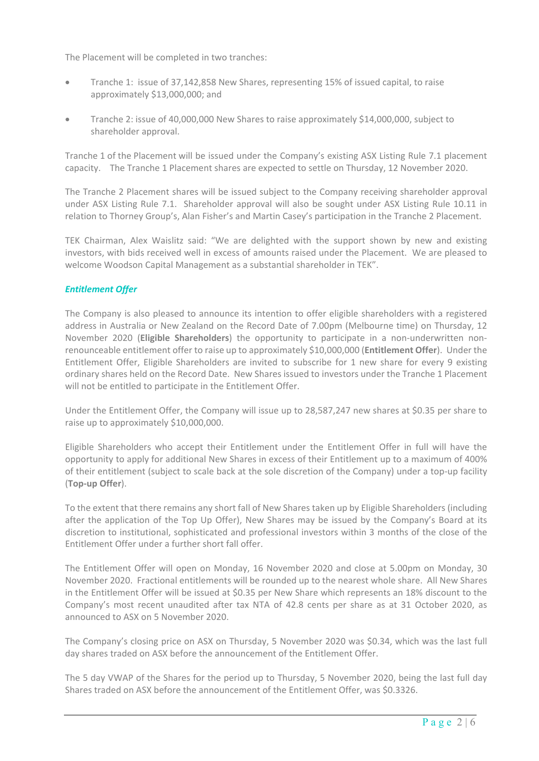The Placement will be completed in two tranches:

- Tranche 1: issue of 37,142,858 New Shares, representing 15% of issued capital, to raise approximately $13,000,000; and
- Tranche 2: issue of 40,000,000 New Shares to raise approximately $14,000,000, subject to shareholder approval.

Tranche 1 of the Placement will be issued under the Company's existing ASX Listing Rule 7.1 placement capacity. The Tranche 1 Placement shares are expected to settle on Thursday, 12 November 2020.

The Tranche 2 Placement shares will be issued subject to the Company receiving shareholder approval under ASX Listing Rule 7.1. Shareholder approval will also be sought under ASX Listing Rule 10.11 in relation to Thorney Group's, Alan Fisher's and Martin Casey's participation in the Tranche 2 Placement.

TEK Chairman, Alex Waislitz said: "We are delighted with the support shown by new and existing investors, with bids received well in excess of amounts raised under the Placement. We are pleased to welcome Woodson Capital Management as a substantial shareholder in TEK".

### *Entitlement Offer*

The Company is also pleased to announce its intention to offer eligible shareholders with a registered address in Australia or New Zealand on the Record Date of 7.00pm (Melbourne time) on Thursday, 12 November 2020 (**Eligible Shareholders**) the opportunity to participate in a non-underwritten non-renounceable entitlement offer to raise up to approximately $10,000,000 (**Entitlement Offer**). Under the Entitlement Offer, Eligible Shareholders are invited to subscribe for 1 new share for every 9 existing ordinary shares held on the Record Date. New Shares issued to investors under the Tranche 1 Placement will not be entitled to participate in the Entitlement Offer.

Under the Entitlement Offer, the Company will issue up to 28,587,247 new shares at $0.35 per share to raise up to approximately $10,000,000.

Eligible Shareholders who accept their Entitlement under the Entitlement Offer in full will have the opportunity to apply for additional New Shares in excess of their Entitlement up to a maximum of 400% of their entitlement (subject to scale back at the sole discretion of the Company) under a top-up facility (**Top-up Offer**).

To the extent that there remains any short fall of New Shares taken up by Eligible Shareholders (including after the application of the Top Up Offer), New Shares may be issued by the Company's Board at its discretion to institutional, sophisticated and professional investors within 3 months of the close of the Entitlement Offer under a further short fall offer.

The Entitlement Offer will open on Monday, 16 November 2020 and close at 5.00pm on Monday, 30 November 2020. Fractional entitlements will be rounded up to the nearest whole share. All New Shares in the Entitlement Offer will be issued at $0.35 per New Share which represents an 18% discount to the Company's most recent unaudited after tax NTA of 42.8 cents per share as at 31 October 2020, as announced to ASX on 5 November 2020.

The Company's closing price on ASX on Thursday, 5 November 2020 was $0.34, which was the last full day shares traded on ASX before the announcement of the Entitlement Offer.

The 5 day VWAP of the Shares for the period up to Thursday, 5 November 2020, being the last full day Shares traded on ASX before the announcement of the Entitlement Offer, was $0.3326.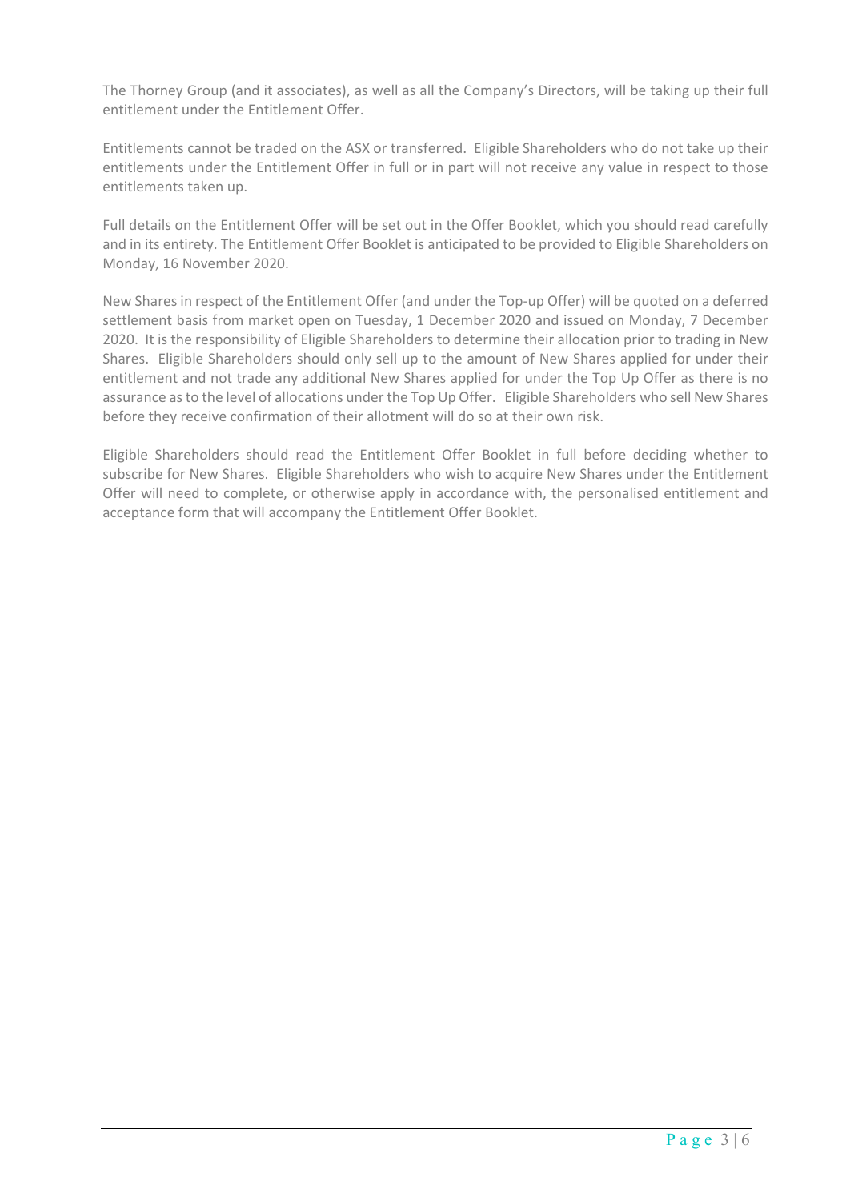The Thorney Group (and it associates), as well as all the Company's Directors, will be taking up their full entitlement under the Entitlement Offer.

Entitlements cannot be traded on the ASX or transferred. Eligible Shareholders who do not take up their entitlements under the Entitlement Offer in full or in part will not receive any value in respect to those entitlements taken up.

Full details on the Entitlement Offer will be set out in the Offer Booklet, which you should read carefully and in its entirety. The Entitlement Offer Booklet is anticipated to be provided to Eligible Shareholders on Monday, 16 November 2020.

New Shares in respect of the Entitlement Offer (and under the Top-up Offer) will be quoted on a deferred settlement basis from market open on Tuesday, 1 December 2020 and issued on Monday, 7 December 2020. It is the responsibility of Eligible Shareholders to determine their allocation prior to trading in New Shares. Eligible Shareholders should only sell up to the amount of New Shares applied for under their entitlement and not trade any additional New Shares applied for under the Top Up Offer as there is no assurance as to the level of allocations under the Top Up Offer. Eligible Shareholders who sell New Shares before they receive confirmation of their allotment will do so at their own risk.

Eligible Shareholders should read the Entitlement Offer Booklet in full before deciding whether to subscribe for New Shares. Eligible Shareholders who wish to acquire New Shares under the Entitlement Offer will need to complete, or otherwise apply in accordance with, the personalised entitlement and acceptance form that will accompany the Entitlement Offer Booklet.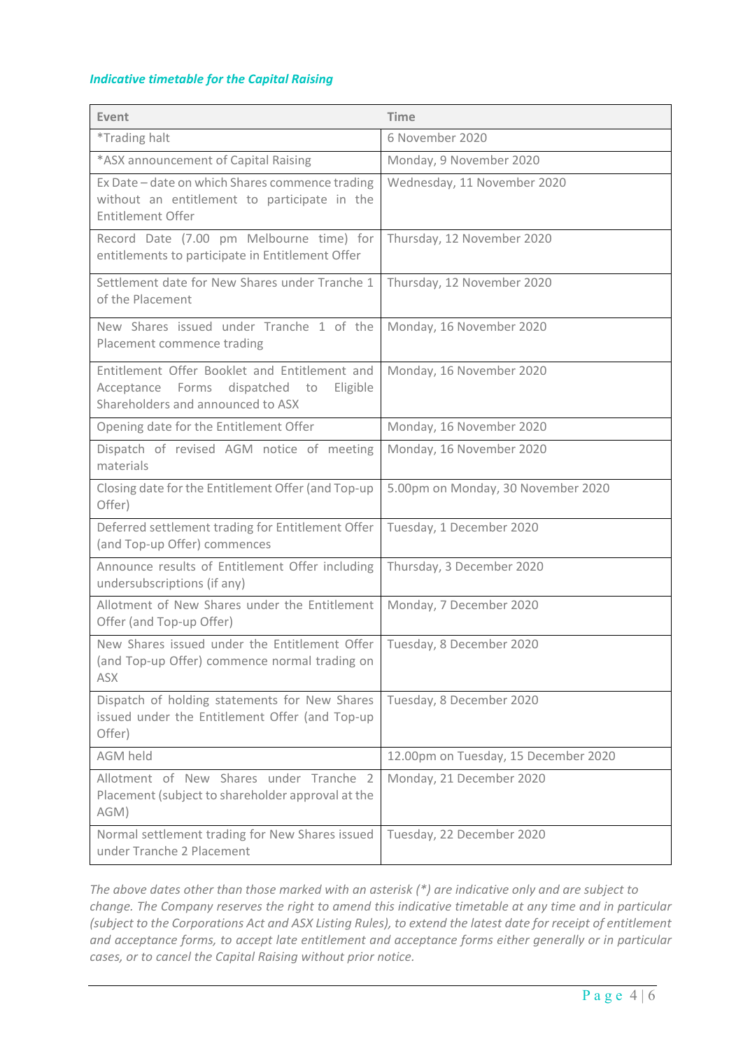### *Indicative timetable for the Capital Raising*

| Event | Time |
|---|---|
| *Trading halt | 6 November 2020 |
| *ASX announcement of Capital Raising | Monday, 9 November 2020 |
| Ex Date – date on which Shares commence trading without an entitlement to participate in the Entitlement Offer | Wednesday, 11 November 2020 |
| Record Date (7.00 pm Melbourne time) for entitlements to participate in Entitlement Offer | Thursday, 12 November 2020 |
| Settlement date for New Shares under Tranche 1 of the Placement | Thursday, 12 November 2020 |
| New Shares issued under Tranche 1 of the Placement commence trading | Monday, 16 November 2020 |
| Entitlement Offer Booklet and Entitlement and Acceptance Forms dispatched to Eligible Shareholders and announced to ASX | Monday, 16 November 2020 |
| Opening date for the Entitlement Offer | Monday, 16 November 2020 |
| Dispatch of revised AGM notice of meeting materials | Monday, 16 November 2020 |
| Closing date for the Entitlement Offer (and Top-up Offer) | 5.00pm on Monday, 30 November 2020 |
| Deferred settlement trading for Entitlement Offer (and Top-up Offer) commences | Tuesday, 1 December 2020 |
| Announce results of Entitlement Offer including undersubscriptions (if any) | Thursday, 3 December 2020 |
| Allotment of New Shares under the Entitlement Offer (and Top-up Offer) | Monday, 7 December 2020 |
| New Shares issued under the Entitlement Offer (and Top-up Offer) commence normal trading on ASX | Tuesday, 8 December 2020 |
| Dispatch of holding statements for New Shares issued under the Entitlement Offer (and Top-up Offer) | Tuesday, 8 December 2020 |
| AGM held | 12.00pm on Tuesday, 15 December 2020 |
| Allotment of New Shares under Tranche 2 Placement (subject to shareholder approval at the AGM) | Monday, 21 December 2020 |
| Normal settlement trading for New Shares issued under Tranche 2 Placement | Tuesday, 22 December 2020 |

*The above dates other than those marked with an asterisk (*) are indicative only and are subject to change. The Company reserves the right to amend this indicative timetable at any time and in particular (subject to the Corporations Act and ASX Listing Rules), to extend the latest date for receipt of entitlement and acceptance forms, to accept late entitlement and acceptance forms either generally or in particular cases, or to cancel the Capital Raising without prior notice.*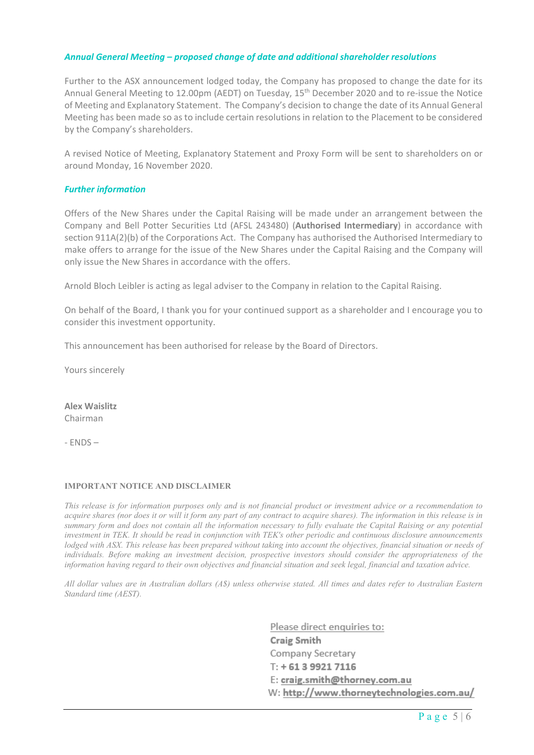### *Annual General Meeting – proposed change of date and additional shareholder resolutions*

Further to the ASX announcement lodged today, the Company has proposed to change the date for its Annual General Meeting to 12.00pm (AEDT) on Tuesday, 15th December 2020 and to re-issue the Notice of Meeting and Explanatory Statement. The Company's decision to change the date of its Annual General Meeting has been made so as to include certain resolutions in relation to the Placement to be considered by the Company's shareholders.

A revised Notice of Meeting, Explanatory Statement and Proxy Form will be sent to shareholders on or around Monday, 16 November 2020.

### *Further information*

Offers of the New Shares under the Capital Raising will be made under an arrangement between the Company and Bell Potter Securities Ltd (AFSL 243480) (**Authorised Intermediary**) in accordance with section 911A(2)(b) of the Corporations Act. The Company has authorised the Authorised Intermediary to make offers to arrange for the issue of the New Shares under the Capital Raising and the Company will only issue the New Shares in accordance with the offers.

Arnold Bloch Leibler is acting as legal adviser to the Company in relation to the Capital Raising.

On behalf of the Board, I thank you for your continued support as a shareholder and I encourage you to consider this investment opportunity.

This announcement has been authorised for release by the Board of Directors.

Yours sincerely

**Alex Waislitz**
Chairman

- ENDS –

**IMPORTANT NOTICE AND DISCLAIMER**

*This release is for information purposes only and is not financial product or investment advice or a recommendation to acquire shares (nor does it or will it form any part of any contract to acquire shares). The information in this release is in summary form and does not contain all the information necessary to fully evaluate the Capital Raising or any potential investment in TEK. It should be read in conjunction with TEK's other periodic and continuous disclosure announcements lodged with ASX. This release has been prepared without taking into account the objectives, financial situation or needs of individuals. Before making an investment decision, prospective investors should consider the appropriateness of the information having regard to their own objectives and financial situation and seek legal, financial and taxation advice.*

*All dollar values are in Australian dollars (A$) unless otherwise stated. All times and dates refer to Australian Eastern Standard time (AEST).*

Please direct enquiries to:
**Craig Smith**
Company Secretary
T: **+ 61 3 9921 7116**
E: **craig.smith@thorney.com.au**
W: **http://www.thorneytechnologies.com.au/**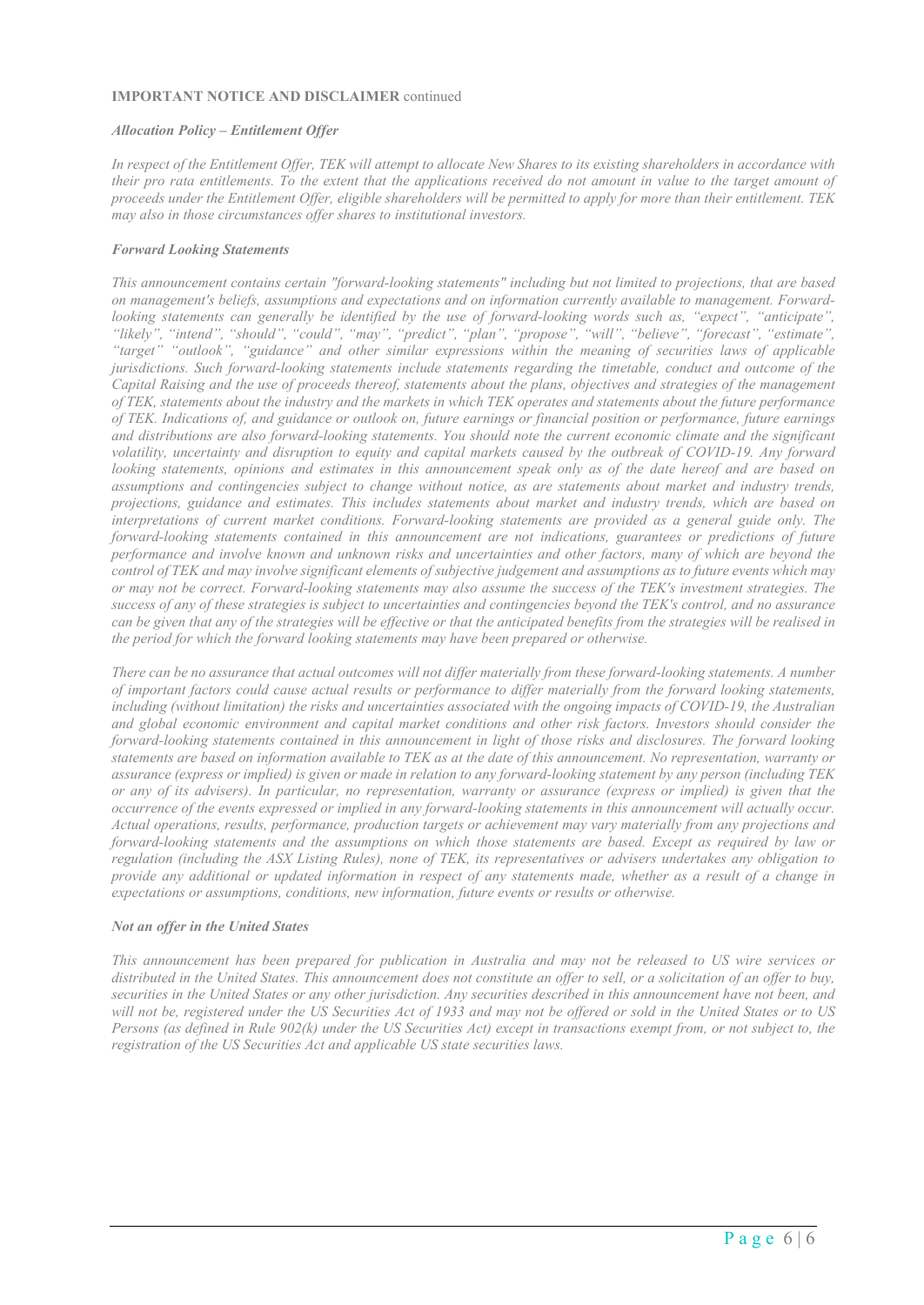**IMPORTANT NOTICE AND DISCLAIMER** continued

***Allocation Policy – Entitlement Offer***

*In respect of the Entitlement Offer, TEK will attempt to allocate New Shares to its existing shareholders in accordance with their pro rata entitlements. To the extent that the applications received do not amount in value to the target amount of proceeds under the Entitlement Offer, eligible shareholders will be permitted to apply for more than their entitlement. TEK may also in those circumstances offer shares to institutional investors.*

***Forward Looking Statements***

*This announcement contains certain "forward-looking statements" including but not limited to projections, that are based on management's beliefs, assumptions and expectations and on information currently available to management. Forward-looking statements can generally be identified by the use of forward-looking words such as, "expect", "anticipate", "likely", "intend", "should", "could", "may", "predict", "plan", "propose", "will", "believe", "forecast", "estimate", "target" "outlook", "guidance" and other similar expressions within the meaning of securities laws of applicable jurisdictions. Such forward-looking statements include statements regarding the timetable, conduct and outcome of the Capital Raising and the use of proceeds thereof, statements about the plans, objectives and strategies of the management of TEK, statements about the industry and the markets in which TEK operates and statements about the future performance of TEK. Indications of, and guidance or outlook on, future earnings or financial position or performance, future earnings and distributions are also forward-looking statements. You should note the current economic climate and the significant volatility, uncertainty and disruption to equity and capital markets caused by the outbreak of COVID-19. Any forward looking statements, opinions and estimates in this announcement speak only as of the date hereof and are based on assumptions and contingencies subject to change without notice, as are statements about market and industry trends, projections, guidance and estimates. This includes statements about market and industry trends, which are based on interpretations of current market conditions. Forward-looking statements are provided as a general guide only. The forward-looking statements contained in this announcement are not indications, guarantees or predictions of future performance and involve known and unknown risks and uncertainties and other factors, many of which are beyond the control of TEK and may involve significant elements of subjective judgement and assumptions as to future events which may or may not be correct. Forward-looking statements may also assume the success of the TEK's investment strategies. The success of any of these strategies is subject to uncertainties and contingencies beyond the TEK's control, and no assurance can be given that any of the strategies will be effective or that the anticipated benefits from the strategies will be realised in the period for which the forward looking statements may have been prepared or otherwise.*

*There can be no assurance that actual outcomes will not differ materially from these forward-looking statements. A number of important factors could cause actual results or performance to differ materially from the forward looking statements, including (without limitation) the risks and uncertainties associated with the ongoing impacts of COVID-19, the Australian and global economic environment and capital market conditions and other risk factors. Investors should consider the forward-looking statements contained in this announcement in light of those risks and disclosures. The forward looking statements are based on information available to TEK as at the date of this announcement. No representation, warranty or assurance (express or implied) is given or made in relation to any forward-looking statement by any person (including TEK or any of its advisers). In particular, no representation, warranty or assurance (express or implied) is given that the occurrence of the events expressed or implied in any forward-looking statements in this announcement will actually occur. Actual operations, results, performance, production targets or achievement may vary materially from any projections and forward-looking statements and the assumptions on which those statements are based. Except as required by law or regulation (including the ASX Listing Rules), none of TEK, its representatives or advisers undertakes any obligation to provide any additional or updated information in respect of any statements made, whether as a result of a change in expectations or assumptions, conditions, new information, future events or results or otherwise.*

***Not an offer in the United States***

*This announcement has been prepared for publication in Australia and may not be released to US wire services or distributed in the United States. This announcement does not constitute an offer to sell, or a solicitation of an offer to buy, securities in the United States or any other jurisdiction. Any securities described in this announcement have not been, and will not be, registered under the US Securities Act of 1933 and may not be offered or sold in the United States or to US Persons (as defined in Rule 902(k) under the US Securities Act) except in transactions exempt from, or not subject to, the registration of the US Securities Act and applicable US state securities laws.*